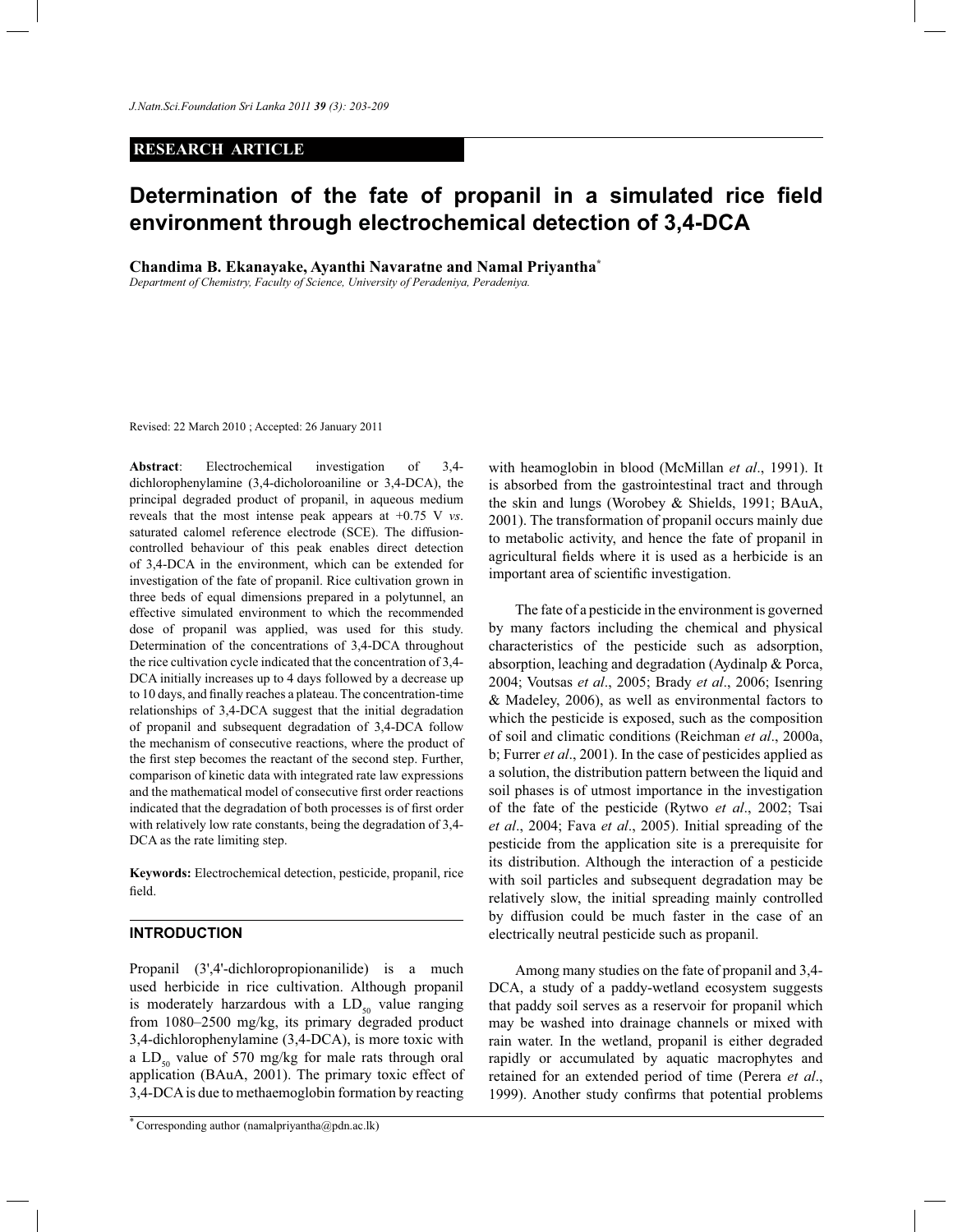**RESEARCH ARTICLE**

# Determination of the fate of propanil in a simulated rice field environment through electrochemical detection of 3,4-DCA

**Chandima B. Ekanayake, Ayanthi Navaratne and Namal Priyantha***

*Department of Chemistry, Faculty of Science, University of Peradeniya, Peradeniya.*

Revised: 22 March 2010 ; Accepted: 26 January 2011

**Abstract**: Electrochemical investigation of 3,4-dichlorophenylamine (3,4-dicholoroaniline or 3,4-DCA), the principal degraded product of propanil, in aqueous medium reveals that the most intense peak appears at +0.75 V *vs*. saturated calomel reference electrode (SCE). The diffusion-controlled behaviour of this peak enables direct detection of 3,4-DCA in the environment, which can be extended for investigation of the fate of propanil. Rice cultivation grown in three beds of equal dimensions prepared in a polytunnel, an effective simulated environment to which the recommended dose of propanil was applied, was used for this study. Determination of the concentrations of 3,4-DCA throughout the rice cultivation cycle indicated that the concentration of 3,4-DCA initially increases up to 4 days followed by a decrease up to 10 days, and finally reaches a plateau. The concentration-time relationships of 3,4-DCA suggest that the initial degradation of propanil and subsequent degradation of 3,4-DCA follow the mechanism of consecutive reactions, where the product of the first step becomes the reactant of the second step. Further, comparison of kinetic data with integrated rate law expressions and the mathematical model of consecutive first order reactions indicated that the degradation of both processes is of first order with relatively low rate constants, being the degradation of 3,4-DCA as the rate limiting step.

**Keywords:** Electrochemical detection, pesticide, propanil, rice field.

## INTRODUCTION

Propanil (3',4'-dichloropropionanilide) is a much used herbicide in rice cultivation. Although propanil is moderately harzardous with a $LD_{50}$ value ranging from 1080–2500 mg/kg, its primary degraded product 3,4-dichlorophenylamine (3,4-DCA), is more toxic with a $LD_{50}$ value of 570 mg/kg for male rats through oral application (BAuA, 2001). The primary toxic effect of 3,4-DCA is due to methaemoglobin formation by reacting with heamoglobin in blood (McMillan *et al*., 1991). It is absorbed from the gastrointestinal tract and through the skin and lungs (Worobey & Shields, 1991; BAuA, 2001). The transformation of propanil occurs mainly due to metabolic activity, and hence the fate of propanil in agricultural fields where it is used as a herbicide is an important area of scientific investigation.

The fate of a pesticide in the environment is governed by many factors including the chemical and physical characteristics of the pesticide such as adsorption, absorption, leaching and degradation (Aydinalp & Porca, 2004; Voutsas *et al*., 2005; Brady *et al*., 2006; Isenring & Madeley, 2006), as well as environmental factors to which the pesticide is exposed, such as the composition of soil and climatic conditions (Reichman *et al*., 2000a, b; Furrer *et al*., 2001). In the case of pesticides applied as a solution, the distribution pattern between the liquid and soil phases is of utmost importance in the investigation of the fate of the pesticide (Rytwo *et al*., 2002; Tsai *et al*., 2004; Fava *et al*., 2005). Initial spreading of the pesticide from the application site is a prerequisite for its distribution. Although the interaction of a pesticide with soil particles and subsequent degradation may be relatively slow, the initial spreading mainly controlled by diffusion could be much faster in the case of an electrically neutral pesticide such as propanil.

Among many studies on the fate of propanil and 3,4-DCA, a study of a paddy-wetland ecosystem suggests that paddy soil serves as a reservoir for propanil which may be washed into drainage channels or mixed with rain water. In the wetland, propanil is either degraded rapidly or accumulated by aquatic macrophytes and retained for an extended period of time (Perera *et al*., 1999). Another study confirms that potential problems

* Corresponding author (namalpriyantha@pdn.ac.lk)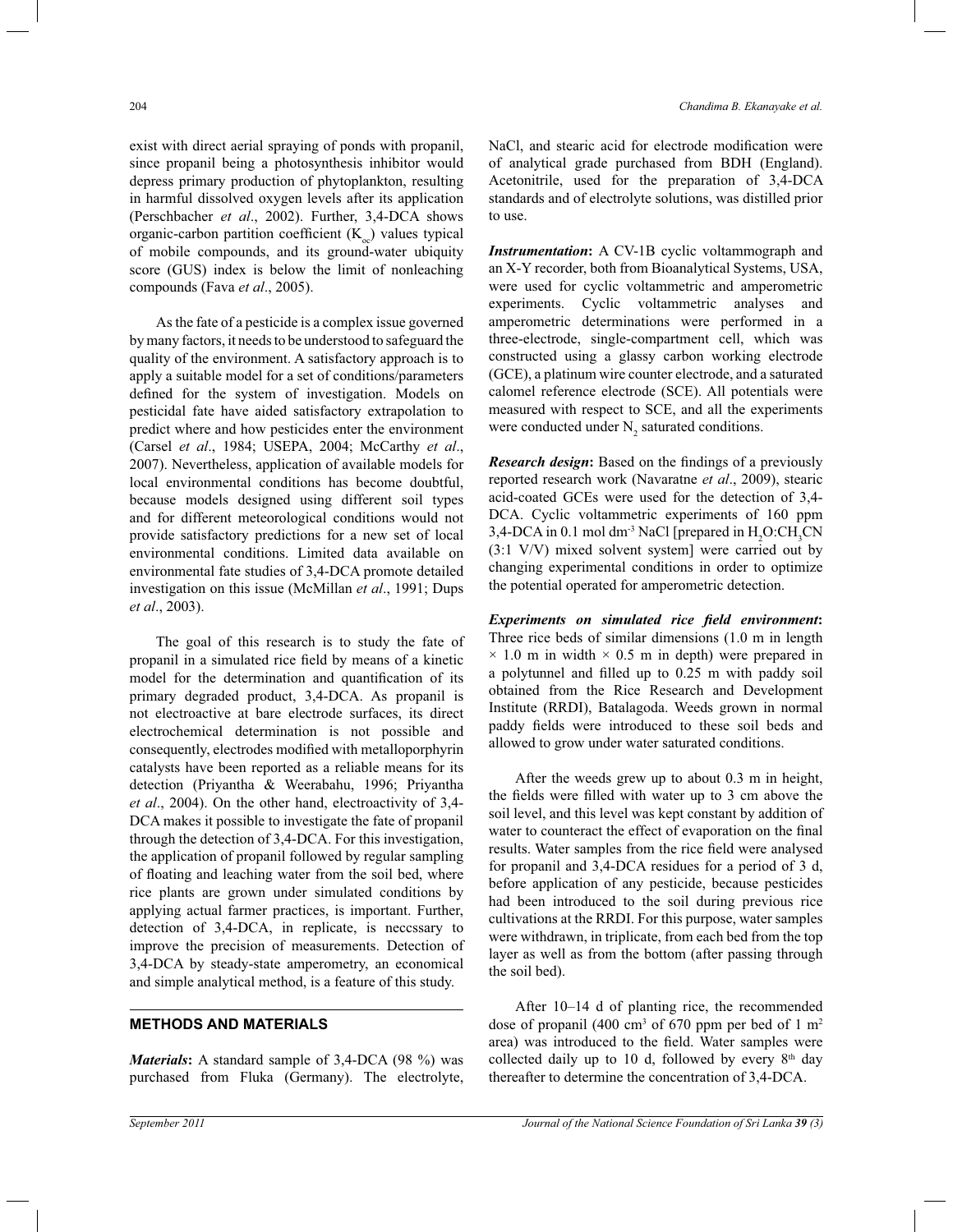exist with direct aerial spraying of ponds with propanil, since propanil being a photosynthesis inhibitor would depress primary production of phytoplankton, resulting in harmful dissolved oxygen levels after its application (Perschbacher *et al*., 2002). Further, 3,4-DCA shows organic-carbon partition coefficient ($K_{oc}$) values typical of mobile compounds, and its ground-water ubiquity score (GUS) index is below the limit of nonleaching compounds (Fava *et al*., 2005).

As the fate of a pesticide is a complex issue governed by many factors, it needs to be understood to safeguard the quality of the environment. A satisfactory approach is to apply a suitable model for a set of conditions/parameters defined for the system of investigation. Models on pesticidal fate have aided satisfactory extrapolation to predict where and how pesticides enter the environment (Carsel *et al*., 1984; USEPA, 2004; McCarthy *et al*., 2007). Nevertheless, application of available models for local environmental conditions has become doubtful, because models designed using different soil types and for different meteorological conditions would not provide satisfactory predictions for a new set of local environmental conditions. Limited data available on environmental fate studies of 3,4-DCA promote detailed investigation on this issue (McMillan *et al*., 1991; Dups *et al*., 2003).

The goal of this research is to study the fate of propanil in a simulated rice field by means of a kinetic model for the determination and quantification of its primary degraded product, 3,4-DCA. As propanil is not electroactive at bare electrode surfaces, its direct electrochemical determination is not possible and consequently, electrodes modified with metalloporphyrin catalysts have been reported as a reliable means for its detection (Priyantha & Weerabahu, 1996; Priyantha *et al*., 2004). On the other hand, electroactivity of 3,4-DCA makes it possible to investigate the fate of propanil through the detection of 3,4-DCA. For this investigation, the application of propanil followed by regular sampling of floating and leaching water from the soil bed, where rice plants are grown under simulated conditions by applying actual farmer practices, is important. Further, detection of 3,4-DCA, in replicate, is neccssary to improve the precision of measurements. Detection of 3,4-DCA by steady-state amperometry, an economical and simple analytical method, is a feature of this study.

## METHODS AND MATERIALS

***Materials*:** A standard sample of 3,4-DCA (98 %) was purchased from Fluka (Germany). The electrolyte, NaCl, and stearic acid for electrode modification were of analytical grade purchased from BDH (England). Acetonitrile, used for the preparation of 3,4-DCA standards and of electrolyte solutions, was distilled prior to use.

***Instrumentation*:** A CV-1B cyclic voltammograph and an X-Y recorder, both from Bioanalytical Systems, USA, were used for cyclic voltammetric and amperometric experiments. Cyclic voltammetric analyses and amperometric determinations were performed in a three-electrode, single-compartment cell, which was constructed using a glassy carbon working electrode (GCE), a platinum wire counter electrode, and a saturated calomel reference electrode (SCE). All potentials were measured with respect to SCE, and all the experiments were conducted under $N_2$ saturated conditions.

***Research design*:** Based on the findings of a previously reported research work (Navaratne *et al*., 2009), stearic acid-coated GCEs were used for the detection of 3,4-DCA. Cyclic voltammetric experiments of 160 ppm 3,4-DCA in 0.1 mol dm$^{-3}$ NaCl [prepared in $H_2O$:$CH_3CN$ (3:1 V/V) mixed solvent system] were carried out by changing experimental conditions in order to optimize the potential operated for amperometric detection.

***Experiments on simulated rice field environment*:** Three rice beds of similar dimensions (1.0 m in length × 1.0 m in width × 0.5 m in depth) were prepared in a polytunnel and filled up to 0.25 m with paddy soil obtained from the Rice Research and Development Institute (RRDI), Batalagoda. Weeds grown in normal paddy fields were introduced to these soil beds and allowed to grow under water saturated conditions.

After the weeds grew up to about 0.3 m in height, the fields were filled with water up to 3 cm above the soil level, and this level was kept constant by addition of water to counteract the effect of evaporation on the final results. Water samples from the rice field were analysed for propanil and 3,4-DCA residues for a period of 3 d, before application of any pesticide, because pesticides had been introduced to the soil during previous rice cultivations at the RRDI. For this purpose, water samples were withdrawn, in triplicate, from each bed from the top layer as well as from the bottom (after passing through the soil bed).

After 10–14 d of planting rice, the recommended dose of propanil (400 cm$^3$ of 670 ppm per bed of 1 m$^2$ area) was introduced to the field. Water samples were collected daily up to 10 d, followed by every 8$^{th}$ day thereafter to determine the concentration of 3,4-DCA.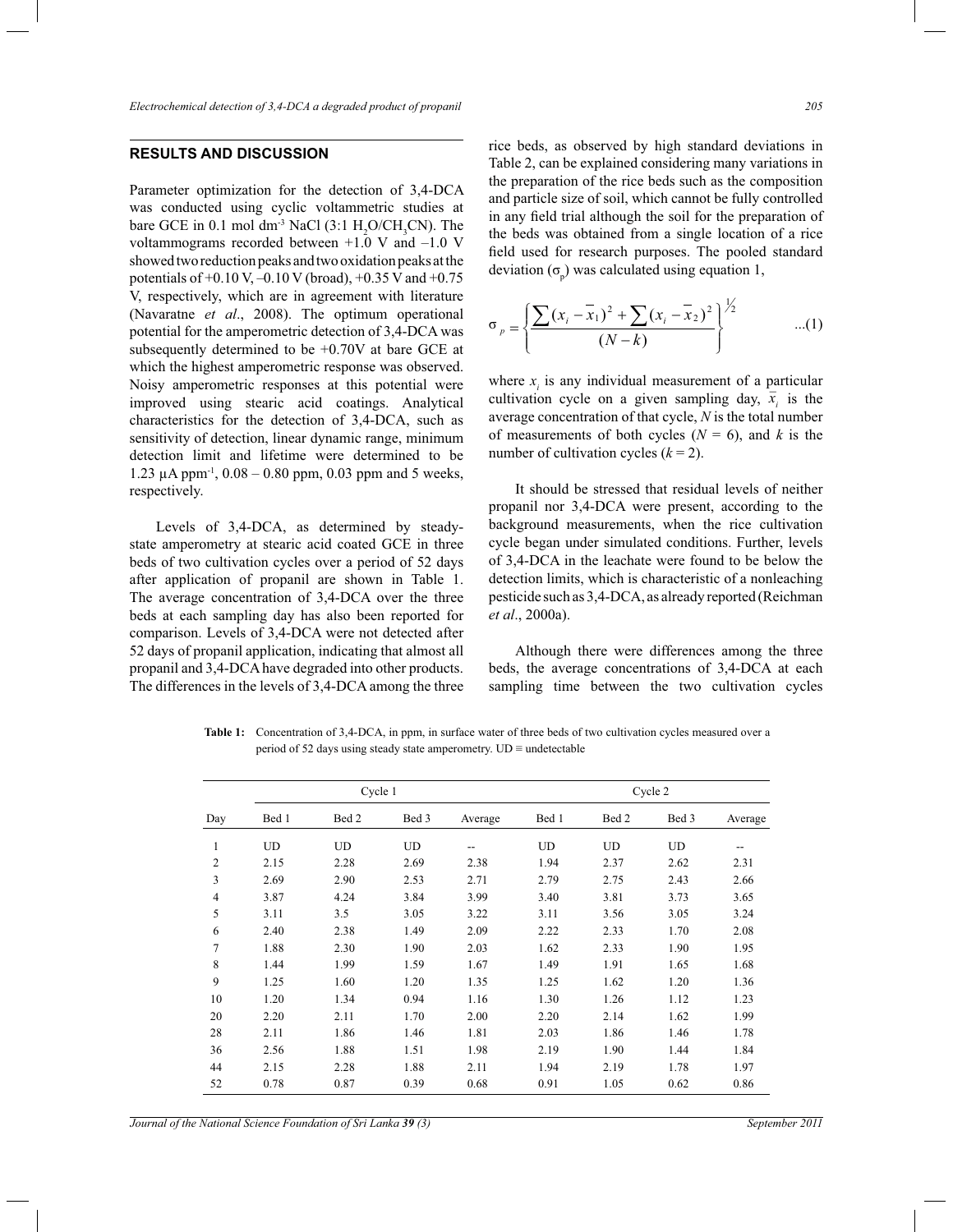## RESULTS AND DISCUSSION

Parameter optimization for the detection of 3,4-DCA was conducted using cyclic voltammetric studies at bare GCE in 0.1 mol dm$^{-3}$ NaCl (3:1 $H_2O/CH_3CN$). The voltammograms recorded between +1.0 V and –1.0 V showed two reduction peaks and two oxidation peaks at the potentials of +0.10 V, –0.10 V (broad), +0.35 V and +0.75 V, respectively, which are in agreement with literature (Navaratne *et al*., 2008). The optimum operational potential for the amperometric detection of 3,4-DCA was subsequently determined to be +0.70V at bare GCE at which the highest amperometric response was observed. Noisy amperometric responses at this potential were improved using stearic acid coatings. Analytical characteristics for the detection of 3,4-DCA, such as sensitivity of detection, linear dynamic range, minimum detection limit and lifetime were determined to be 1.23 µA ppm$^{-1}$, 0.08 – 0.80 ppm, 0.03 ppm and 5 weeks, respectively.

Levels of 3,4-DCA, as determined by steady-state amperometry at stearic acid coated GCE in three beds of two cultivation cycles over a period of 52 days after application of propanil are shown in Table 1. The average concentration of 3,4-DCA over the three beds at each sampling day has also been reported for comparison. Levels of 3,4-DCA were not detected after 52 days of propanil application, indicating that almost all propanil and 3,4-DCA have degraded into other products. The differences in the levels of 3,4-DCA among the three rice beds, as observed by high standard deviations in Table 2, can be explained considering many variations in the preparation of the rice beds such as the composition and particle size of soil, which cannot be fully controlled in any field trial although the soil for the preparation of the beds was obtained from a single location of a rice field used for research purposes. The pooled standard deviation ($\sigma_p$) was calculated using equation 1,

$$\sigma_p = \left\{ \frac{\sum (x_i - \bar{x}_1)^2 + \sum (x_i - \bar{x}_2)^2}{(N-k)} \right\}^{1/2} \qquad ...(1)$$

where $x_i$ is any individual measurement of a particular cultivation cycle on a given sampling day, $\bar{x}_i$ is the average concentration of that cycle, $N$ is the total number of measurements of both cycles ($N = 6$), and $k$ is the number of cultivation cycles ($k = 2$).

It should be stressed that residual levels of neither propanil nor 3,4-DCA were present, according to the background measurements, when the rice cultivation cycle began under simulated conditions. Further, levels of 3,4-DCA in the leachate were found to be below the detection limits, which is characteristic of a nonleaching pesticide such as 3,4-DCA, as already reported (Reichman *et al*., 2000a).

Although there were differences among the three beds, the average concentrations of 3,4-DCA at each sampling time between the two cultivation cycles

**Table 1:** Concentration of 3,4-DCA, in ppm, in surface water of three beds of two cultivation cycles measured over a period of 52 days using steady state amperometry. UD ≡ undetectable

| | Cycle 1 | | | | Cycle 2 | | | |
|---|---|---|---|---|---|---|---|---|
| Day | Bed 1 | Bed 2 | Bed 3 | Average | Bed 1 | Bed 2 | Bed 3 | Average |
| 1 | UD | UD | UD | -- | UD | UD | UD | -- |
| 2 | 2.15 | 2.28 | 2.69 | 2.38 | 1.94 | 2.37 | 2.62 | 2.31 |
| 3 | 2.69 | 2.90 | 2.53 | 2.71 | 2.79 | 2.75 | 2.43 | 2.66 |
| 4 | 3.87 | 4.24 | 3.84 | 3.99 | 3.40 | 3.81 | 3.73 | 3.65 |
| 5 | 3.11 | 3.5 | 3.05 | 3.22 | 3.11 | 3.56 | 3.05 | 3.24 |
| 6 | 2.40 | 2.38 | 1.49 | 2.09 | 2.22 | 2.33 | 1.70 | 2.08 |
| 7 | 1.88 | 2.30 | 1.90 | 2.03 | 1.62 | 2.33 | 1.90 | 1.95 |
| 8 | 1.44 | 1.99 | 1.59 | 1.67 | 1.49 | 1.91 | 1.65 | 1.68 |
| 9 | 1.25 | 1.60 | 1.20 | 1.35 | 1.25 | 1.62 | 1.20 | 1.36 |
| 10 | 1.20 | 1.34 | 0.94 | 1.16 | 1.30 | 1.26 | 1.12 | 1.23 |
| 20 | 2.20 | 2.11 | 1.70 | 2.00 | 2.20 | 2.14 | 1.62 | 1.99 |
| 28 | 2.11 | 1.86 | 1.46 | 1.81 | 2.03 | 1.86 | 1.46 | 1.78 |
| 36 | 2.56 | 1.88 | 1.51 | 1.98 | 2.19 | 1.90 | 1.44 | 1.84 |
| 44 | 2.15 | 2.28 | 1.88 | 2.11 | 1.94 | 2.19 | 1.78 | 1.97 |
| 52 | 0.78 | 0.87 | 0.39 | 0.68 | 0.91 | 1.05 | 0.62 | 0.86 |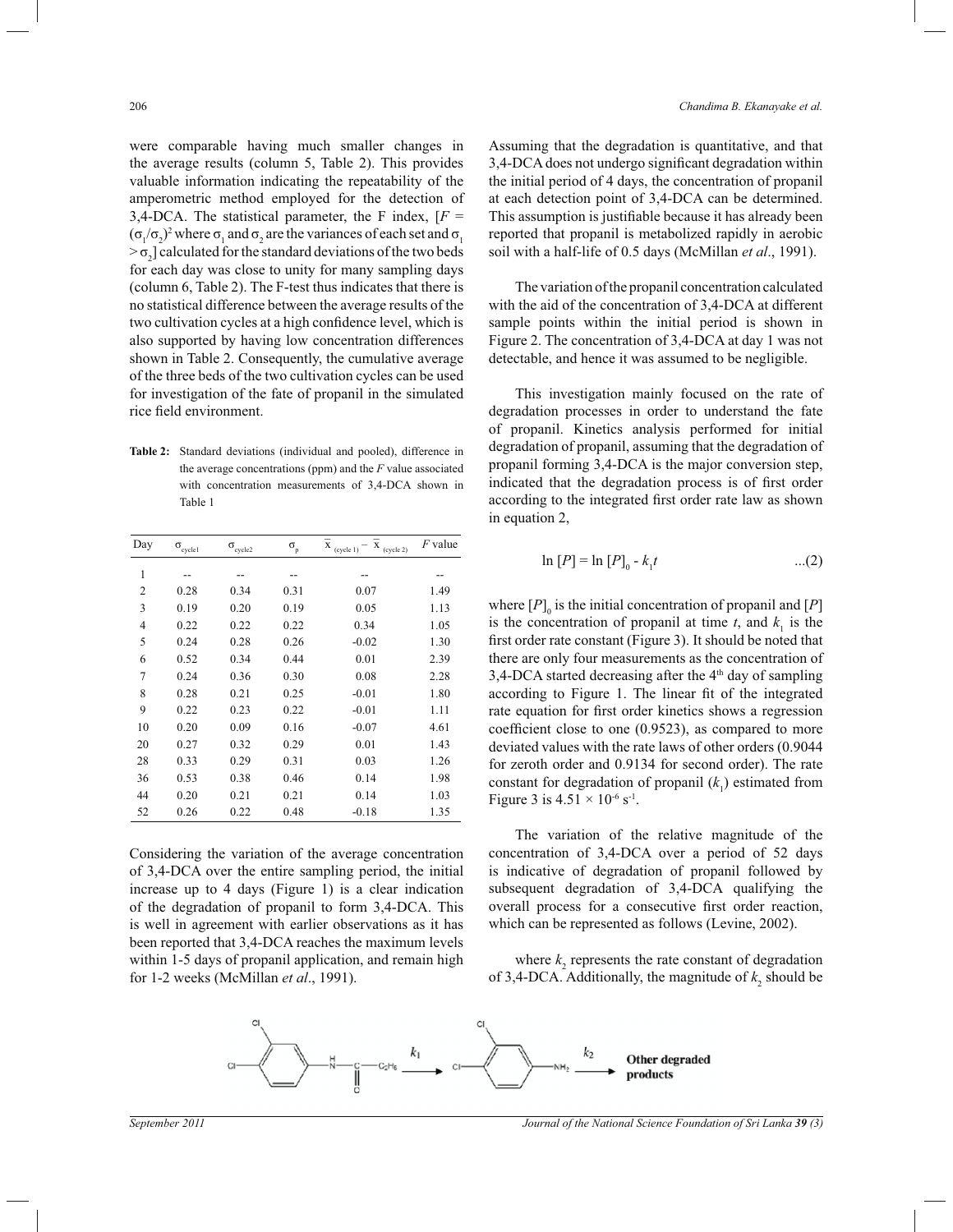were comparable having much smaller changes in the average results (column 5, Table 2). This provides valuable information indicating the repeatability of the amperometric method employed for the detection of 3,4-DCA. The statistical parameter, the F index, [$F = (\sigma_1/\sigma_2)^2$ where $\sigma_1$ and $\sigma_2$ are the variances of each set and $\sigma_1 > \sigma_2$] calculated for the standard deviations of the two beds for each day was close to unity for many sampling days (column 6, Table 2). The F-test thus indicates that there is no statistical difference between the average results of the two cultivation cycles at a high confidence level, which is also supported by having low concentration differences shown in Table 2. Consequently, the cumulative average of the three beds of the two cultivation cycles can be used for investigation of the fate of propanil in the simulated rice field environment.

**Table 2:** Standard deviations (individual and pooled), difference in the average concentrations (ppm) and the *F* value associated with concentration measurements of 3,4-DCA shown in Table 1

| Day | $\sigma_{cycle1}$ | $\sigma_{cycle2}$ | $\sigma_p$ | $\bar{x}_{(cycle\ 1)} - \bar{x}_{(cycle\ 2)}$ | *F* value |
|---|---|---|---|---|---|
| 1 | -- | -- | -- | -- | -- |
| 2 | 0.28 | 0.34 | 0.31 | 0.07 | 1.49 |
| 3 | 0.19 | 0.20 | 0.19 | 0.05 | 1.13 |
| 4 | 0.22 | 0.22 | 0.22 | 0.34 | 1.05 |
| 5 | 0.24 | 0.28 | 0.26 | -0.02 | 1.30 |
| 6 | 0.52 | 0.34 | 0.44 | 0.01 | 2.39 |
| 7 | 0.24 | 0.36 | 0.30 | 0.08 | 2.28 |
| 8 | 0.28 | 0.21 | 0.25 | -0.01 | 1.80 |
| 9 | 0.22 | 0.23 | 0.22 | -0.01 | 1.11 |
| 10 | 0.20 | 0.09 | 0.16 | -0.07 | 4.61 |
| 20 | 0.27 | 0.32 | 0.29 | 0.01 | 1.43 |
| 28 | 0.33 | 0.29 | 0.31 | 0.03 | 1.26 |
| 36 | 0.53 | 0.38 | 0.46 | 0.14 | 1.98 |
| 44 | 0.20 | 0.21 | 0.21 | 0.14 | 1.03 |
| 52 | 0.26 | 0.22 | 0.48 | -0.18 | 1.35 |

Considering the variation of the average concentration of 3,4-DCA over the entire sampling period, the initial increase up to 4 days (Figure 1) is a clear indication of the degradation of propanil to form 3,4-DCA. This is well in agreement with earlier observations as it has been reported that 3,4-DCA reaches the maximum levels within 1-5 days of propanil application, and remain high for 1-2 weeks (McMillan *et al*., 1991).

Assuming that the degradation is quantitative, and that 3,4-DCA does not undergo significant degradation within the initial period of 4 days, the concentration of propanil at each detection point of 3,4-DCA can be determined. This assumption is justifiable because it has already been reported that propanil is metabolized rapidly in aerobic soil with a half-life of 0.5 days (McMillan *et al*., 1991).

The variation of the propanil concentration calculated with the aid of the concentration of 3,4-DCA at different sample points within the initial period is shown in Figure 2. The concentration of 3,4-DCA at day 1 was not detectable, and hence it was assumed to be negligible.

This investigation mainly focused on the rate of degradation processes in order to understand the fate of propanil. Kinetics analysis performed for initial degradation of propanil, assuming that the degradation of propanil forming 3,4-DCA is the major conversion step, indicated that the degradation process is of first order according to the integrated first order rate law as shown in equation 2,

$$\ln [P] = \ln [P]_0 - k_1 t \qquad \text{...(2)}$$

where $[P]_0$ is the initial concentration of propanil and $[P]$ is the concentration of propanil at time $t$, and $k_1$ is the first order rate constant (Figure 3). It should be noted that there are only four measurements as the concentration of 3,4-DCA started decreasing after the 4th day of sampling according to Figure 1. The linear fit of the integrated rate equation for first order kinetics shows a regression coefficient close to one (0.9523), as compared to more deviated values with the rate laws of other orders (0.9044 for zeroth order and 0.9134 for second order). The rate constant for degradation of propanil ($k_1$) estimated from Figure 3 is $4.51 \times 10^{-6}$ s$^{-1}$.

The variation of the relative magnitude of the concentration of 3,4-DCA over a period of 52 days is indicative of degradation of propanil followed by subsequent degradation of 3,4-DCA qualifying the overall process for a consecutive first order reaction, which can be represented as follows (Levine, 2002).

where $k_2$ represents the rate constant of degradation of 3,4-DCA. Additionally, the magnitude of $k_2$ should be

Propanil $\xrightarrow{k_1}$ 3,4-DCA $\xrightarrow{k_2}$ **Other degraded products**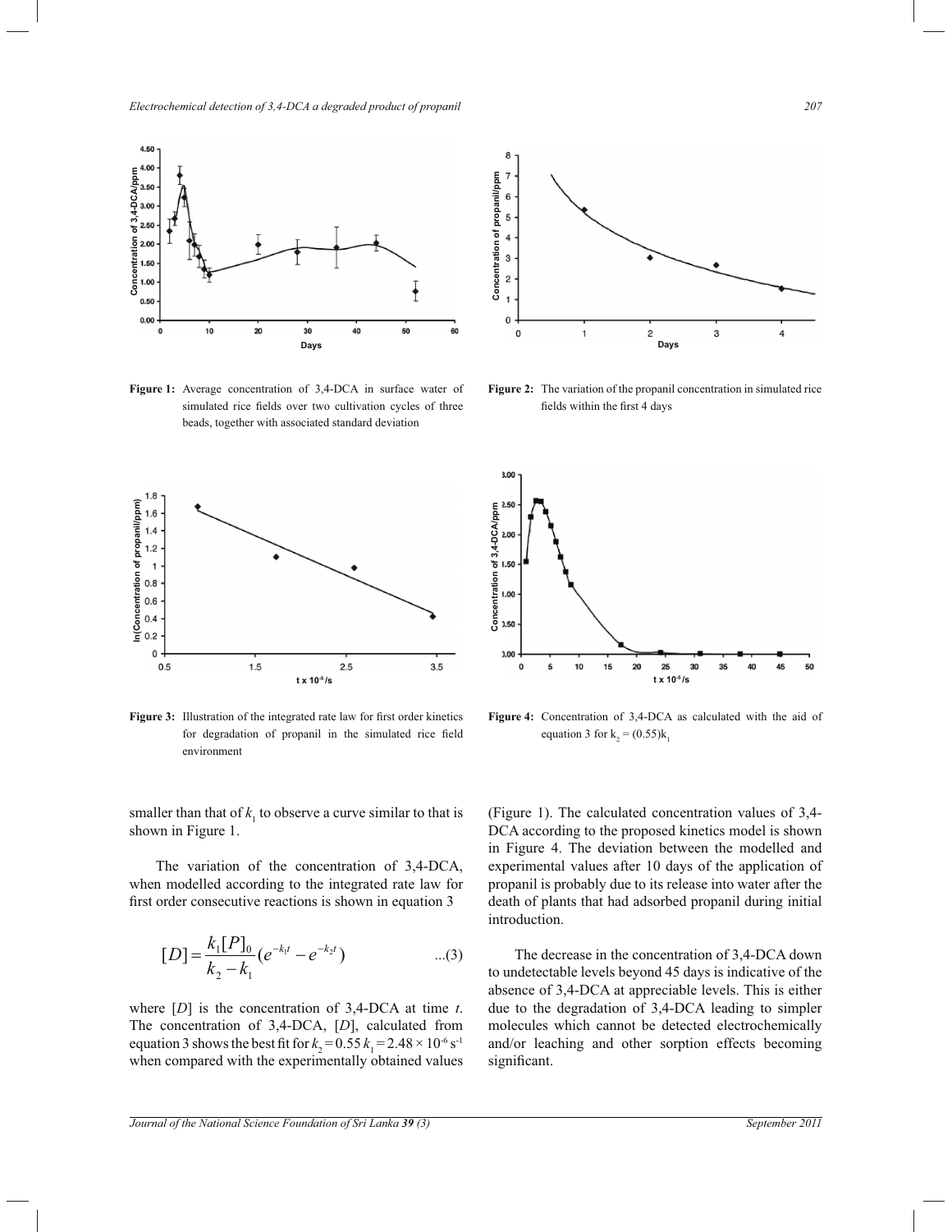**Figure 1:** Average concentration of 3,4-DCA in surface water of simulated rice fields over two cultivation cycles of three beads, together with associated standard deviation

**Figure 2:** The variation of the propanil concentration in simulated rice fields within the first 4 days

**Figure 3:** Illustration of the integrated rate law for first order kinetics for degradation of propanil in the simulated rice field environment

**Figure 4:** Concentration of 3,4-DCA as calculated with the aid of equation 3 for $k_2 = (0.55)k_1$

smaller than that of $k_1$ to observe a curve similar to that is shown in Figure 1.

The variation of the concentration of 3,4-DCA, when modelled according to the integrated rate law for first order consecutive reactions is shown in equation 3

$$[D] = \frac{k_1[P]_0}{k_2 - k_1}(e^{-k_1 t} - e^{-k_2 t}) \qquad ...(3)$$

where $[D]$ is the concentration of 3,4-DCA at time $t$. The concentration of 3,4-DCA, $[D]$, calculated from equation 3 shows the best fit for $k_2 = 0.55\,k_1 = 2.48 \times 10^{-6}\ s^{-1}$ when compared with the experimentally obtained values (Figure 1). The calculated concentration values of 3,4-DCA according to the proposed kinetics model is shown in Figure 4. The deviation between the modelled and experimental values after 10 days of the application of propanil is probably due to its release into water after the death of plants that had adsorbed propanil during initial introduction.

The decrease in the concentration of 3,4-DCA down to undetectable levels beyond 45 days is indicative of the absence of 3,4-DCA at appreciable levels. This is either due to the degradation of 3,4-DCA leading to simpler molecules which cannot be detected electrochemically and/or leaching and other sorption effects becoming significant.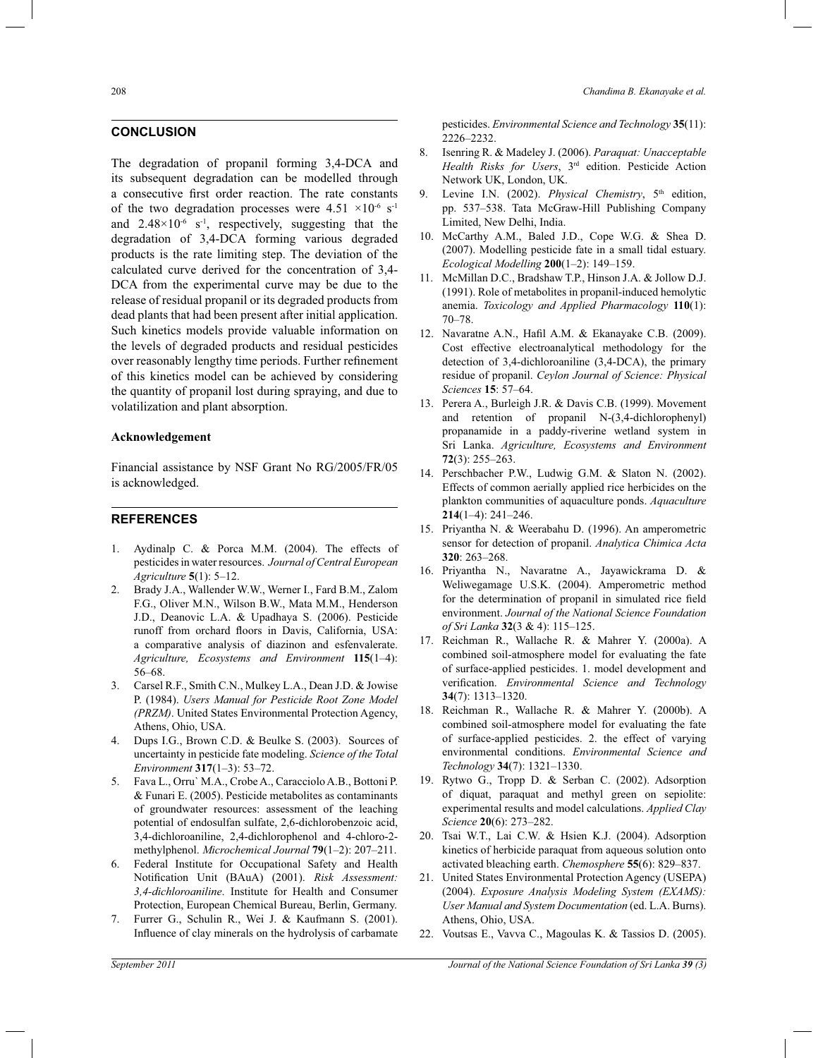## CONCLUSION

The degradation of propanil forming 3,4-DCA and its subsequent degradation can be modelled through a consecutive first order reaction. The rate constants of the two degradation processes were $4.51 \times 10^{-6}$ $s^{-1}$ and $2.48 \times 10^{-6}$ $s^{-1}$, respectively, suggesting that the degradation of 3,4-DCA forming various degraded products is the rate limiting step. The deviation of the calculated curve derived for the concentration of 3,4-DCA from the experimental curve may be due to the release of residual propanil or its degraded products from dead plants that had been present after initial application. Such kinetics models provide valuable information on the levels of degraded products and residual pesticides over reasonably lengthy time periods. Further refinement of this kinetics model can be achieved by considering the quantity of propanil lost during spraying, and due to volatilization and plant absorption.

### Acknowledgement

Financial assistance by NSF Grant No RG/2005/FR/05 is acknowledged.

## REFERENCES

1. Aydinalp C. & Porca M.M. (2004). The effects of pesticides in water resources. *Journal of Central European Agriculture* **5**(1): 5–12.
2. Brady J.A., Wallender W.W., Werner I., Fard B.M., Zalom F.G., Oliver M.N., Wilson B.W., Mata M.M., Henderson J.D., Deanovic L.A. & Upadhaya S. (2006). Pesticide runoff from orchard floors in Davis, California, USA: a comparative analysis of diazinon and esfenvalerate. *Agriculture, Ecosystems and Environment* **115**(1–4): 56–68.
3. Carsel R.F., Smith C.N., Mulkey L.A., Dean J.D. & Jowise P. (1984). *Users Manual for Pesticide Root Zone Model (PRZM)*. United States Environmental Protection Agency, Athens, Ohio, USA.
4. Dups I.G., Brown C.D. & Beulke S. (2003). Sources of uncertainty in pesticide fate modeling. *Science of the Total Environment* **317**(1–3): 53–72.
5. Fava L., Orru` M.A., Crobe A., Caracciolo A.B., Bottoni P. & Funari E. (2005). Pesticide metabolites as contaminants of groundwater resources: assessment of the leaching potential of endosulfan sulfate, 2,6-dichlorobenzoic acid, 3,4-dichloroaniline, 2,4-dichlorophenol and 4-chloro-2-methylphenol. *Microchemical Journal* **79**(1–2): 207–211.
6. Federal Institute for Occupational Safety and Health Notification Unit (BAuA) (2001). *Risk Assessment: 3,4-dichloroaniline*. Institute for Health and Consumer Protection, European Chemical Bureau, Berlin, Germany.
7. Furrer G., Schulin R., Wei J. & Kaufmann S. (2001). Influence of clay minerals on the hydrolysis of carbamate pesticides. *Environmental Science and Technology* **35**(11): 2226–2232.
8. Isenring R. & Madeley J. (2006). *Paraquat: Unacceptable Health Risks for Users*, 3rd edition. Pesticide Action Network UK, London, UK.
9. Levine I.N. (2002). *Physical Chemistry*, 5th edition, pp. 537–538. Tata McGraw-Hill Publishing Company Limited, New Delhi, India.
10. McCarthy A.M., Baled J.D., Cope W.G. & Shea D. (2007). Modelling pesticide fate in a small tidal estuary. *Ecological Modelling* **200**(1–2): 149–159.
11. McMillan D.C., Bradshaw T.P., Hinson J.A. & Jollow D.J. (1991). Role of metabolites in propanil-induced hemolytic anemia. *Toxicology and Applied Pharmacology* **110**(1): 70–78.
12. Navaratne A.N., Hafil A.M. & Ekanayake C.B. (2009). Cost effective electroanalytical methodology for the detection of 3,4-dichloroaniline (3,4-DCA), the primary residue of propanil. *Ceylon Journal of Science: Physical Sciences* **15**: 57–64.
13. Perera A., Burleigh J.R. & Davis C.B. (1999). Movement and retention of propanil N-(3,4-dichlorophenyl) propanamide in a paddy-riverine wetland system in Sri Lanka. *Agriculture, Ecosystems and Environment* **72**(3): 255–263.
14. Perschbacher P.W., Ludwig G.M. & Slaton N. (2002). Effects of common aerially applied rice herbicides on the plankton communities of aquaculture ponds. *Aquaculture* **214**(1–4): 241–246.
15. Priyantha N. & Weerabahu D. (1996). An amperometric sensor for detection of propanil. *Analytica Chimica Acta* **320**: 263–268.
16. Priyantha N., Navaratne A., Jayawickrama D. & Weliwegamage U.S.K. (2004). Amperometric method for the determination of propanil in simulated rice field environment. *Journal of the National Science Foundation of Sri Lanka* **32**(3 & 4): 115–125.
17. Reichman R., Wallache R. & Mahrer Y. (2000a). A combined soil-atmosphere model for evaluating the fate of surface-applied pesticides. 1. model development and verification. *Environmental Science and Technology* **34**(7): 1313–1320.
18. Reichman R., Wallache R. & Mahrer Y. (2000b). A combined soil-atmosphere model for evaluating the fate of surface-applied pesticides. 2. the effect of varying environmental conditions. *Environmental Science and Technology* **34**(7): 1321–1330.
19. Rytwo G., Tropp D. & Serban C. (2002). Adsorption of diquat, paraquat and methyl green on sepiolite: experimental results and model calculations. *Applied Clay Science* **20**(6): 273–282.
20. Tsai W.T., Lai C.W. & Hsien K.J. (2004). Adsorption kinetics of herbicide paraquat from aqueous solution onto activated bleaching earth. *Chemosphere* **55**(6): 829–837.
21. United States Environmental Protection Agency (USEPA) (2004). *Exposure Analysis Modeling System (EXAMS): User Manual and System Documentation* (ed. L.A. Burns). Athens, Ohio, USA.
22. Voutsas E., Vavva C., Magoulas K. & Tassios D. (2005).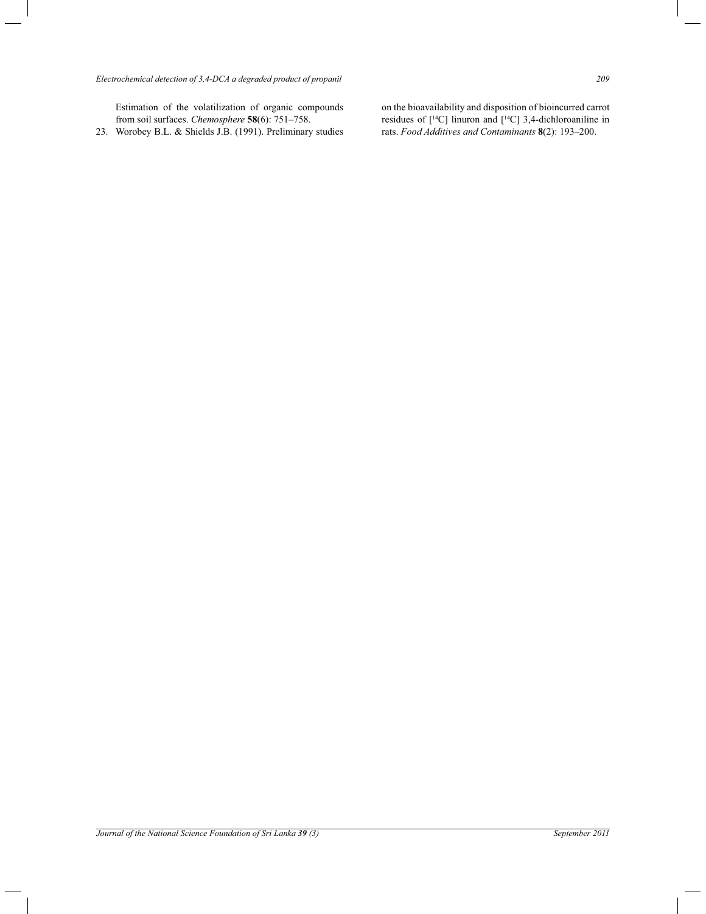Estimation of the volatilization of organic compounds from soil surfaces. *Chemosphere* **58**(6): 751–758.

23. Worobey B.L. & Shields J.B. (1991). Preliminary studies on the bioavailability and disposition of bioincurred carrot residues of [$^{14}C$] linuron and [$^{14}C$] 3,4-dichloroaniline in rats. *Food Additives and Contaminants* **8**(2): 193–200.